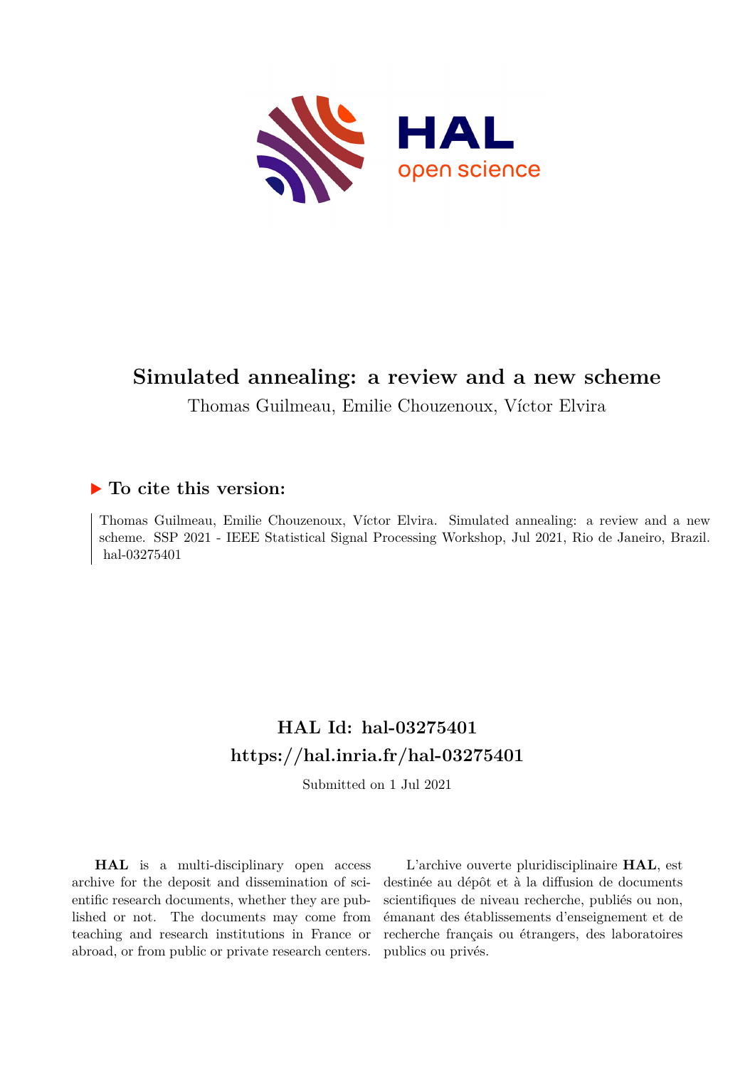# Simulated annealing: a review and a new scheme

Thomas Guilmeau, Emilie Chouzenoux, Víctor Elvira

## ▶ To cite this version:

Thomas Guilmeau, Emilie Chouzenoux, Víctor Elvira. Simulated annealing: a review and a new scheme. SSP 2021 - IEEE Statistical Signal Processing Workshop, Jul 2021, Rio de Janeiro, Brazil. hal-03275401

## HAL Id: hal-03275401
## https://hal.inria.fr/hal-03275401

Submitted on 1 Jul 2021

**HAL** is a multi-disciplinary open access archive for the deposit and dissemination of scientific research documents, whether they are published or not. The documents may come from teaching and research institutions in France or abroad, or from public or private research centers.

L'archive ouverte pluridisciplinaire **HAL**, est destinée au dépôt et à la diffusion de documents scientifiques de niveau recherche, publiés ou non, émanant des établissements d'enseignement et de recherche français ou étrangers, des laboratoires publics ou privés.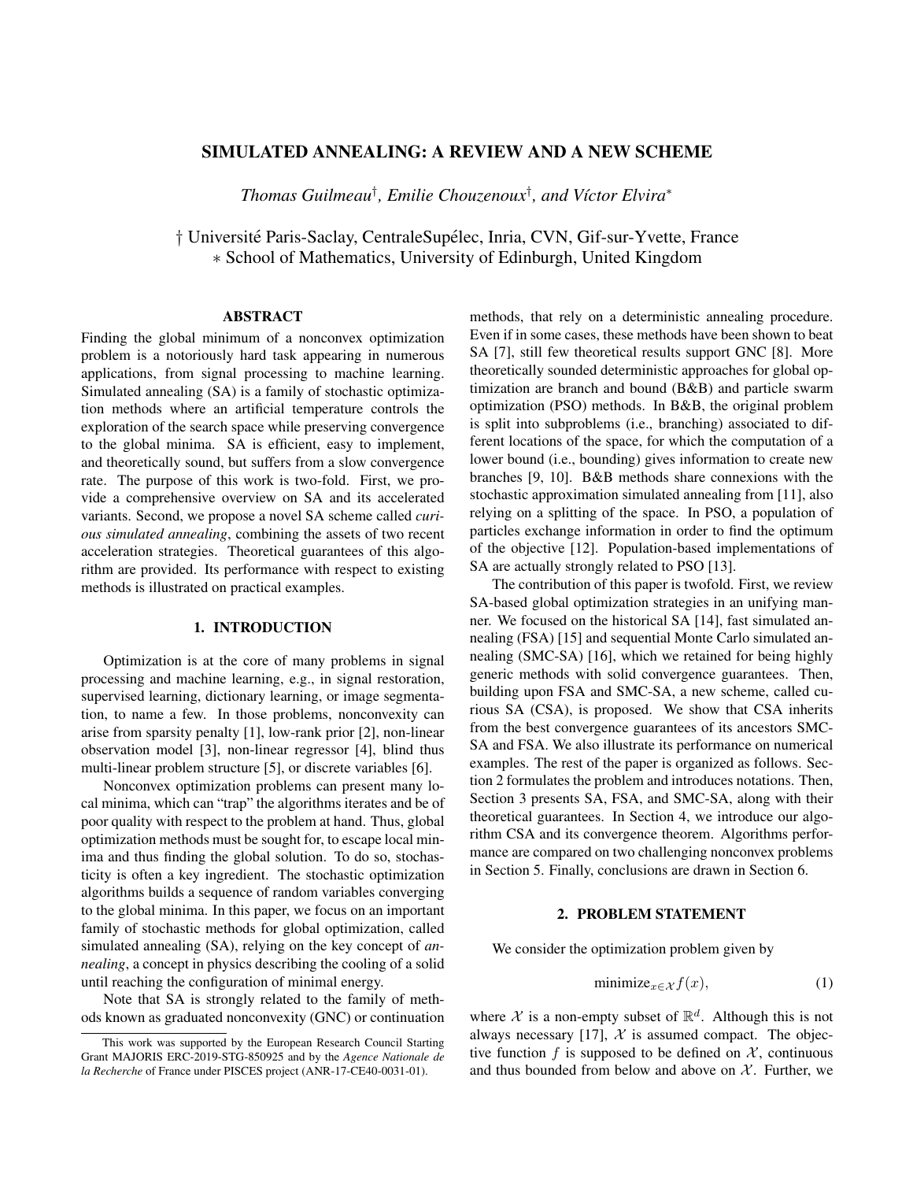# SIMULATED ANNEALING: A REVIEW AND A NEW SCHEME

*Thomas Guilmeau*[†]*, Emilie Chouzenoux*[†]*, and Víctor Elvira*[∗]

† Université Paris-Saclay, CentraleSupélec, Inria, CVN, Gif-sur-Yvette, France
∗ School of Mathematics, University of Edinburgh, United Kingdom

## ABSTRACT

Finding the global minimum of a nonconvex optimization problem is a notoriously hard task appearing in numerous applications, from signal processing to machine learning. Simulated annealing (SA) is a family of stochastic optimization methods where an artificial temperature controls the exploration of the search space while preserving convergence to the global minima. SA is efficient, easy to implement, and theoretically sound, but suffers from a slow convergence rate. The purpose of this work is two-fold. First, we provide a comprehensive overview on SA and its accelerated variants. Second, we propose a novel SA scheme called *curious simulated annealing*, combining the assets of two recent acceleration strategies. Theoretical guarantees of this algorithm are provided. Its performance with respect to existing methods is illustrated on practical examples.

## 1. INTRODUCTION

Optimization is at the core of many problems in signal processing and machine learning, e.g., in signal restoration, supervised learning, dictionary learning, or image segmentation, to name a few. In those problems, nonconvexity can arise from sparsity penalty [1], low-rank prior [2], non-linear observation model [3], non-linear regressor [4], blind thus multi-linear problem structure [5], or discrete variables [6].

Nonconvex optimization problems can present many local minima, which can "trap" the algorithms iterates and be of poor quality with respect to the problem at hand. Thus, global optimization methods must be sought for, to escape local minima and thus finding the global solution. To do so, stochasticity is often a key ingredient. The stochastic optimization algorithms builds a sequence of random variables converging to the global minima. In this paper, we focus on an important family of stochastic methods for global optimization, called simulated annealing (SA), relying on the key concept of *annealing*, a concept in physics describing the cooling of a solid until reaching the configuration of minimal energy.

Note that SA is strongly related to the family of methods known as graduated nonconvexity (GNC) or continuation methods, that rely on a deterministic annealing procedure. Even if in some cases, these methods have been shown to beat SA [7], still few theoretical results support GNC [8]. More theoretically sounded deterministic approaches for global optimization are branch and bound (B&B) and particle swarm optimization (PSO) methods. In B&B, the original problem is split into subproblems (i.e., branching) associated to different locations of the space, for which the computation of a lower bound (i.e., bounding) gives information to create new branches [9, 10]. B&B methods share connexions with the stochastic approximation simulated annealing from [11], also relying on a splitting of the space. In PSO, a population of particles exchange information in order to find the optimum of the objective [12]. Population-based implementations of SA are actually strongly related to PSO [13].

The contribution of this paper is twofold. First, we review SA-based global optimization strategies in an unifying manner. We focused on the historical SA [14], fast simulated annealing (FSA) [15] and sequential Monte Carlo simulated annealing (SMC-SA) [16], which we retained for being highly generic methods with solid convergence guarantees. Then, building upon FSA and SMC-SA, a new scheme, called curious SA (CSA), is proposed. We show that CSA inherits from the best convergence guarantees of its ancestors SMC-SA and FSA. We also illustrate its performance on numerical examples. The rest of the paper is organized as follows. Section 2 formulates the problem and introduces notations. Then, Section 3 presents SA, FSA, and SMC-SA, along with their theoretical guarantees. In Section 4, we introduce our algorithm CSA and its convergence theorem. Algorithms performance are compared on two challenging nonconvex problems in Section 5. Finally, conclusions are drawn in Section 6.

## 2. PROBLEM STATEMENT

We consider the optimization problem given by

$$\text{minimize}_{x \in \mathcal{X}} f(x), \tag{1}$$

where $\mathcal{X}$ is a non-empty subset of $\mathbb{R}^d$. Although this is not always necessary [17], $\mathcal{X}$ is assumed compact. The objective function $f$ is supposed to be defined on $\mathcal{X}$, continuous and thus bounded from below and above on $\mathcal{X}$. Further, we

This work was supported by the European Research Council Starting Grant MAJORIS ERC-2019-STG-850925 and by the *Agence Nationale de la Recherche* of France under PISCES project (ANR-17-CE40-0031-01).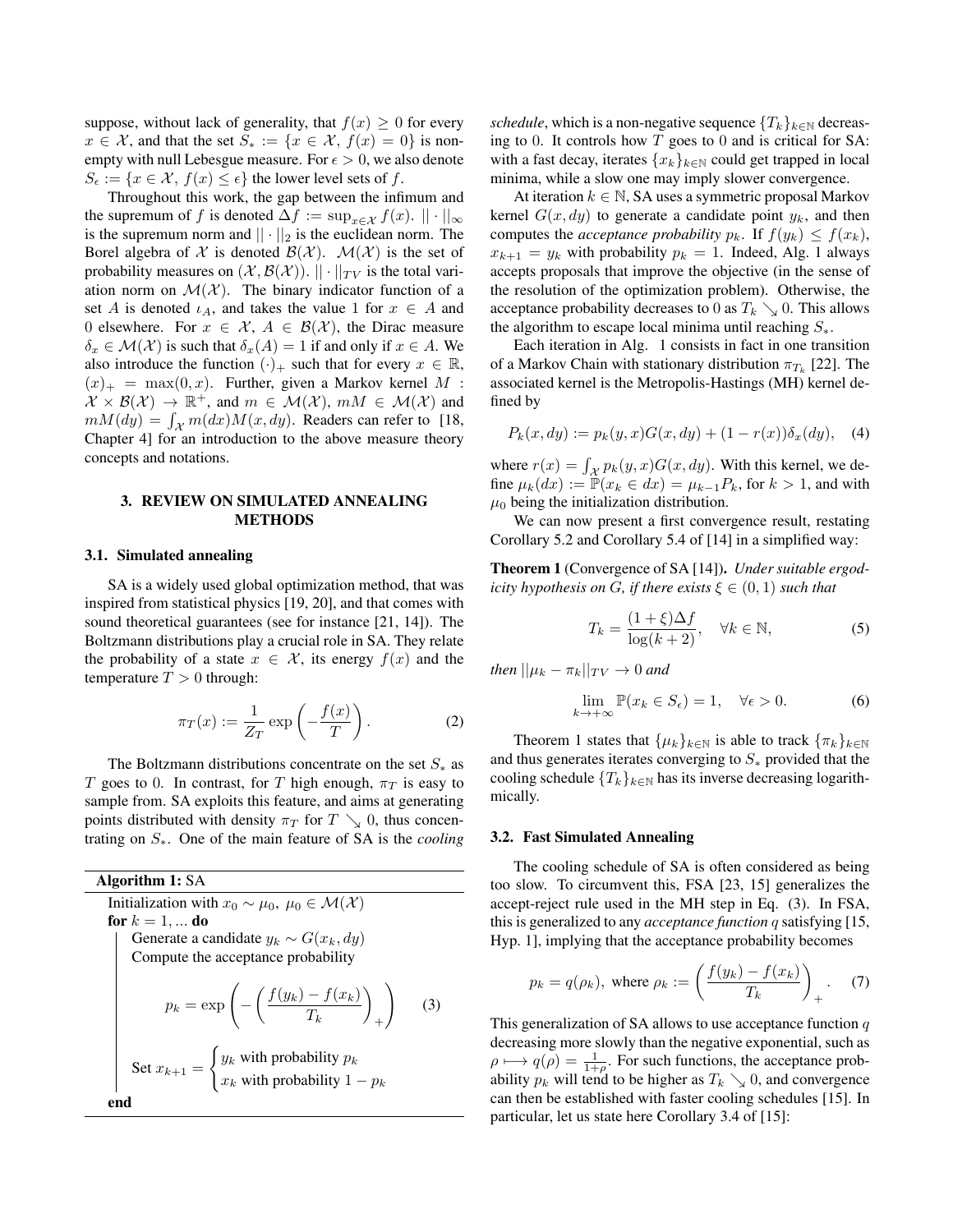suppose, without lack of generality, that $f(x) \geq 0$ for every $x \in \mathcal{X}$, and that the set $S_* := \{x \in \mathcal{X},\ f(x) = 0\}$ is non-empty with null Lebesgue measure. For $\epsilon > 0$, we also denote $S_\epsilon := \{x \in \mathcal{X},\ f(x) \leq \epsilon\}$ the lower level sets of $f$.

Throughout this work, the gap between the infimum and the supremum of $f$ is denoted $\Delta f := \sup_{x\in\mathcal{X}} f(x)$. $||\cdot||_\infty$ is the supremum norm and $||\cdot||_2$ is the euclidean norm. The Borel algebra of $\mathcal{X}$ is denoted $\mathcal{B}(\mathcal{X})$. $\mathcal{M}(\mathcal{X})$ is the set of probability measures on $(\mathcal{X}, \mathcal{B}(\mathcal{X}))$. $||\cdot||_{TV}$ is the total variation norm on $\mathcal{M}(\mathcal{X})$. The binary indicator function of a set $A$ is denoted $\iota_A$, and takes the value 1 for $x \in A$ and 0 elsewhere. For $x \in \mathcal{X}$, $A \in \mathcal{B}(\mathcal{X})$, the Dirac measure $\delta_x \in \mathcal{M}(\mathcal{X})$ is such that $\delta_x(A) = 1$ if and only if $x \in A$. We also introduce the function $(\cdot)_+$ such that for every $x \in \mathbb{R}$, $(x)_+ = \max(0, x)$. Further, given a Markov kernel $M : \mathcal{X} \times \mathcal{B}(\mathcal{X}) \to \mathbb{R}^+$, and $m \in \mathcal{M}(\mathcal{X})$, $mM \in \mathcal{M}(\mathcal{X})$ and $mM(dy) = \int_{\mathcal{X}} m(dx)M(x, dy)$. Readers can refer to [18, Chapter 4] for an introduction to the above measure theory concepts and notations.

## 3. REVIEW ON SIMULATED ANNEALING METHODS

### 3.1. Simulated annealing

SA is a widely used global optimization method, that was inspired from statistical physics [19, 20], and that comes with sound theoretical guarantees (see for instance [21, 14]). The Boltzmann distributions play a crucial role in SA. They relate the probability of a state $x \in \mathcal{X}$, its energy $f(x)$ and the temperature $T > 0$ through:

$$\pi_T(x) := \frac{1}{Z_T} \exp\left(-\frac{f(x)}{T}\right). \qquad (2)$$

The Boltzmann distributions concentrate on the set $S_*$ as $T$ goes to 0. In contrast, for $T$ high enough, $\pi_T$ is easy to sample from. SA exploits this feature, and aims at generating points distributed with density $\pi_T$ for $T \searrow 0$, thus concentrating on $S_*$. One of the main feature of SA is the *cooling schedule*, which is a non-negative sequence $\{T_k\}_{k\in\mathbb{N}}$ decreasing to 0. It controls how $T$ goes to 0 and is critical for SA: with a fast decay, iterates $\{x_k\}_{k\in\mathbb{N}}$ could get trapped in local minima, while a slow one may imply slower convergence.

**Algorithm 1:** SA

```
Initialization with x_0 ~ μ_0, μ_0 ∈ M(X)
for k = 1, ... do
    Generate a candidate y_k ~ G(x_k, dy)
    Compute the acceptance probability
        p_k = exp( -( (f(y_k) - f(x_k)) / T_k )_+ )      (3)
    Set x_{k+1} = y_k with probability p_k
                  x_k with probability 1 - p_k
end
```

$$p_k = \exp\left(-\left(\frac{f(y_k) - f(x_k)}{T_k}\right)_+\right) \qquad (3)$$

$$x_{k+1} = \begin{cases} y_k \text{ with probability } p_k \\ x_k \text{ with probability } 1 - p_k \end{cases}$$

At iteration $k \in \mathbb{N}$, SA uses a symmetric proposal Markov kernel $G(x, dy)$ to generate a candidate point $y_k$, and then computes the *acceptance probability* $p_k$. If $f(y_k) \leq f(x_k)$, $x_{k+1} = y_k$ with probability $p_k = 1$. Indeed, Alg. 1 always accepts proposals that improve the objective (in the sense of the resolution of the optimization problem). Otherwise, the acceptance probability decreases to 0 as $T_k \searrow 0$. This allows the algorithm to escape local minima until reaching $S_*$.

Each iteration in Alg. 1 consists in fact in one transition of a Markov Chain with stationary distribution $\pi_{T_k}$ [22]. The associated kernel is the Metropolis-Hastings (MH) kernel defined by

$$P_k(x, dy) := p_k(y, x)G(x, dy) + (1 - r(x))\delta_x(dy), \qquad (4)$$

where $r(x) = \int_{\mathcal{X}} p_k(y, x)G(x, dy)$. With this kernel, we define $\mu_k(dx) := \mathbb{P}(x_k \in dx) = \mu_{k-1}P_k$, for $k > 1$, and with $\mu_0$ being the initialization distribution.

We can now present a first convergence result, restating Corollary 5.2 and Corollary 5.4 of [14] in a simplified way:

**Theorem 1** (Convergence of SA [14]). *Under suitable ergodicity hypothesis on G, if there exists $\xi \in (0, 1)$ such that*

$$T_k = \frac{(1 + \xi)\Delta f}{\log(k + 2)}, \quad \forall k \in \mathbb{N}, \qquad (5)$$

*then $||\mu_k - \pi_k||_{TV} \to 0$ and*

$$\lim_{k\to+\infty} \mathbb{P}(x_k \in S_\epsilon) = 1, \quad \forall \epsilon > 0. \qquad (6)$$

Theorem 1 states that $\{\mu_k\}_{k\in\mathbb{N}}$ is able to track $\{\pi_k\}_{k\in\mathbb{N}}$ and thus generates iterates converging to $S_*$ provided that the cooling schedule $\{T_k\}_{k\in\mathbb{N}}$ has its inverse decreasing logarithmically.

### 3.2. Fast Simulated Annealing

The cooling schedule of SA is often considered as being too slow. To circumvent this, FSA [23, 15] generalizes the accept-reject rule used in the MH step in Eq. (3). In FSA, this is generalized to any *acceptance function* $q$ satisfying [15, Hyp. 1], implying that the acceptance probability becomes

$$p_k = q(\rho_k), \text{ where } \rho_k := \left(\frac{f(y_k) - f(x_k)}{T_k}\right)_+. \qquad (7)$$

This generalization of SA allows to use acceptance function $q$ decreasing more slowly than the negative exponential, such as $\rho \longmapsto q(\rho) = \frac{1}{1+\rho}$. For such functions, the acceptance probability $p_k$ will tend to be higher as $T_k \searrow 0$, and convergence can then be established with faster cooling schedules [15]. In particular, let us state here Corollary 3.4 of [15]: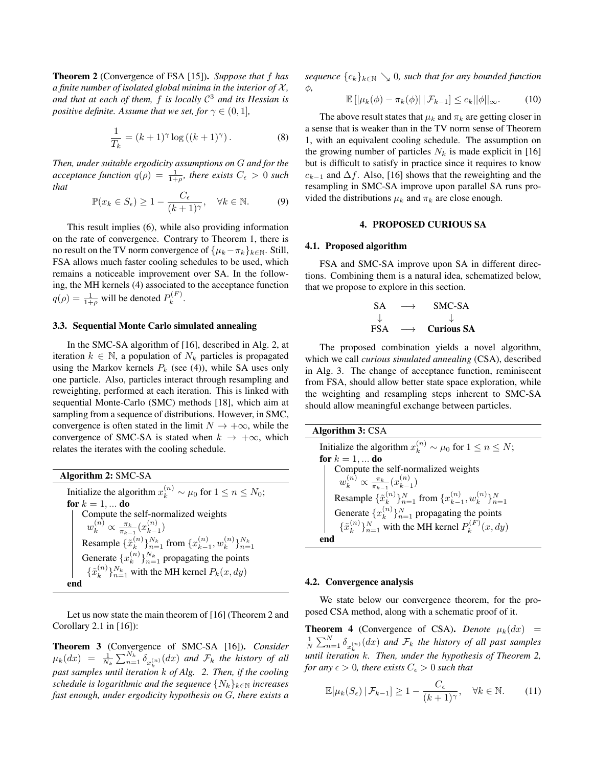**Theorem 2** (Convergence of FSA [15]). *Suppose that $f$ has a finite number of isolated global minima in the interior of $\mathcal{X}$, and that at each of them, $f$ is locally $\mathcal{C}^3$ and its Hessian is positive definite. Assume that we set, for $\gamma \in (0, 1]$,*

$$\frac{1}{T_k} = (k+1)^\gamma \log\left((k+1)^\gamma\right). \tag{8}$$

*Then, under suitable ergodicity assumptions on $G$ and for the acceptance function $q(\rho) = \frac{1}{1+\rho}$, there exists $C_\epsilon > 0$ such that*

$$\mathbb{P}(x_k \in S_\epsilon) \geq 1 - \frac{C_\epsilon}{(k+1)^\gamma}, \quad \forall k \in \mathbb{N}. \tag{9}$$

This result implies (6), while also providing information on the rate of convergence. Contrary to Theorem 1, there is no result on the TV norm convergence of $\{\mu_k - \pi_k\}_{k\in\mathbb{N}}$. Still, FSA allows much faster cooling schedules to be used, which remains a noticeable improvement over SA. In the following, the MH kernels (4) associated to the acceptance function $q(\rho) = \frac{1}{1+\rho}$ will be denoted $P_k^{(F)}$.

### 3.3. Sequential Monte Carlo simulated annealing

In the SMC-SA algorithm of [16], described in Alg. 2, at iteration $k \in \mathbb{N}$, a population of $N_k$ particles is propagated using the Markov kernels $P_k$ (see (4)), while SA uses only one particle. Also, particles interact through resampling and reweighting, performed at each iteration. This is linked with sequential Monte-Carlo (SMC) methods [18], which aim at sampling from a sequence of distributions. However, in SMC, convergence is often stated in the limit $N \to +\infty$, while the convergence of SMC-SA is stated when $k \to +\infty$, which relates the iterates with the cooling schedule.

```
Algorithm 2: SMC-SA
Initialize the algorithm x_k^(n) ~ μ_0 for 1 ≤ n ≤ N_0;
for k = 1, ... do
    Compute the self-normalized weights
      w_k^(n) ∝ (π_k / π_{k-1})(x_{k-1}^(n))
    Resample {x̃_k^(n)}_{n=1}^{N_k} from {x_{k-1}^(n), w_k^(n)}_{n=1}^{N_k}
    Generate {x_k^(n)}_{n=1}^{N_k} propagating the points
      {x̃_k^(n)}_{n=1}^{N_k} with the MH kernel P_k(x, dy)
end
```

Let us now state the main theorem of [16] (Theorem 2 and Corollary 2.1 in [16]):

**Theorem 3** (Convergence of SMC-SA [16]). *Consider $\mu_k(dx) = \frac{1}{N_k}\sum_{n=1}^{N_k} \delta_{x_k^{(n)}}(dx)$ and $\mathcal{F}_k$ the history of all past samples until iteration $k$ of Alg. 2. Then, if the cooling schedule is logarithmic and the sequence $\{N_k\}_{k\in\mathbb{N}}$ increases fast enough, under ergodicity hypothesis on $G$, there exists a sequence $\{c_k\}_{k\in\mathbb{N}} \searrow 0$, such that for any bounded function $\phi$,*

$$\mathbb{E}\left[|\mu_k(\phi) - \pi_k(\phi)| \,|\, \mathcal{F}_{k-1}\right] \leq c_k ||\phi||_\infty. \tag{10}$$

The above result states that $\mu_k$ and $\pi_k$ are getting closer in a sense that is weaker than in the TV norm sense of Theorem 1, with an equivalent cooling schedule. The assumption on the growing number of particles $N_k$ is made explicit in [16] but is difficult to satisfy in practice since it requires to know $c_{k-1}$ and $\Delta f$. Also, [16] shows that the reweighting and the resampling in SMC-SA improve upon parallel SA runs provided the distributions $\mu_k$ and $\pi_k$ are close enough.

## 4. PROPOSED CURIOUS SA

### 4.1. Proposed algorithm

FSA and SMC-SA improve upon SA in different directions. Combining them is a natural idea, schematized below, that we propose to explore in this section.

$$\begin{array}{ccc} \text{SA} & \longrightarrow & \text{SMC-SA} \\ \downarrow & & \downarrow \\ \text{FSA} & \longrightarrow & \textbf{Curious SA} \end{array}$$

The proposed combination yields a novel algorithm, which we call *curious simulated annealing* (CSA), described in Alg. 3. The change of acceptance function, reminiscent from FSA, should allow better state space exploration, while the weighting and resampling steps inherent to SMC-SA should allow meaningful exchange between particles.

```
Algorithm 3: CSA
Initialize the algorithm x_k^(n) ~ μ_0 for 1 ≤ n ≤ N;
for k = 1, ... do
    Compute the self-normalized weights
      w_k^(n) ∝ (π_k / π_{k-1})(x_{k-1}^(n))
    Resample {x̃_k^(n)}_{n=1}^{N} from {x_{k-1}^(n), w_k^(n)}_{n=1}^{N}
    Generate {x_k^(n)}_{n=1}^{N} propagating the points
      {x̃_k^(n)}_{n=1}^{N} with the MH kernel P_k^(F)(x, dy)
end
```

### 4.2. Convergence analysis

We state below our convergence theorem, for the proposed CSA method, along with a schematic proof of it.

**Theorem 4** (Convergence of CSA). *Denote $\mu_k(dx) = \frac{1}{N}\sum_{n=1}^{N} \delta_{x_k^{(n)}}(dx)$ and $\mathcal{F}_k$ the history of all past samples until iteration $k$. Then, under the hypothesis of Theorem 2, for any $\epsilon > 0$, there exists $C_\epsilon > 0$ such that*

$$\mathbb{E}[\mu_k(S_\epsilon) \,|\, \mathcal{F}_{k-1}] \geq 1 - \frac{C_\epsilon}{(k+1)^\gamma}, \quad \forall k \in \mathbb{N}. \tag{11}$$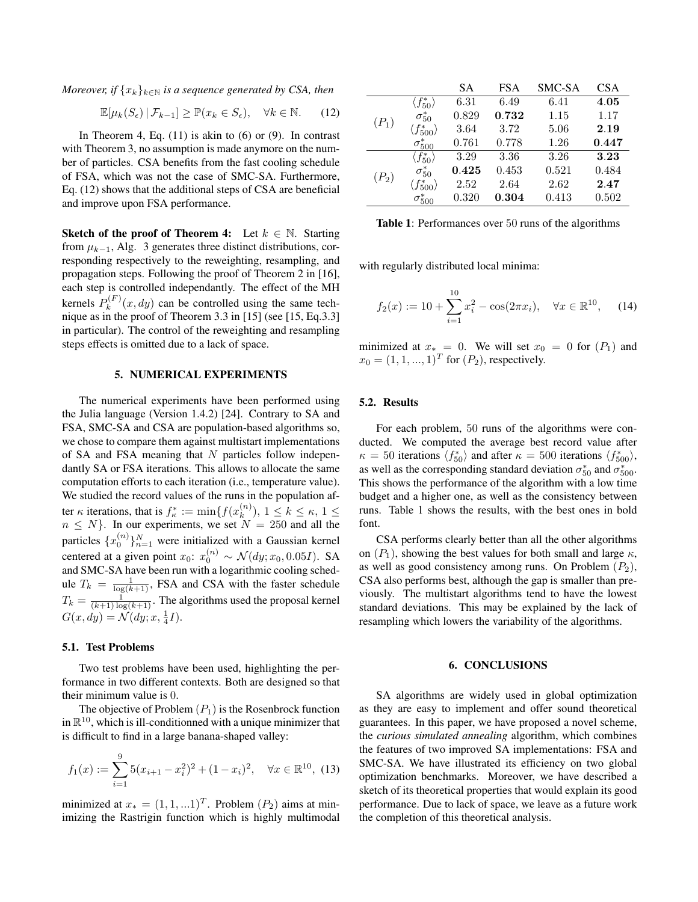*Moreover, if $\{x_k\}_{k\in\mathbb{N}}$ is a sequence generated by CSA, then*

$$\mathbb{E}[\mu_k(S_\epsilon) \,|\, \mathcal{F}_{k-1}] \geq \mathbb{P}(x_k \in S_\epsilon), \quad \forall k \in \mathbb{N}. \tag{12}$$

In Theorem 4, Eq. (11) is akin to (6) or (9). In contrast with Theorem 3, no assumption is made anymore on the number of particles. CSA benefits from the fast cooling schedule of FSA, which was not the case of SMC-SA. Furthermore, Eq. (12) shows that the additional steps of CSA are beneficial and improve upon FSA performance.

**Sketch of the proof of Theorem 4:** Let $k \in \mathbb{N}$. Starting from $\mu_{k-1}$, Alg. 3 generates three distinct distributions, corresponding respectively to the reweighting, resampling, and propagation steps. Following the proof of Theorem 2 in [16], each step is controlled independantly. The effect of the MH kernels $P_k^{(F)}(x, dy)$ can be controlled using the same technique as in the proof of Theorem 3.3 in [15] (see [15, Eq.3.3] in particular). The control of the reweighting and resampling steps effects is omitted due to a lack of space.

## 5. NUMERICAL EXPERIMENTS

The numerical experiments have been performed using the Julia language (Version 1.4.2) [24]. Contrary to SA and FSA, SMC-SA and CSA are population-based algorithms so, we chose to compare them against multistart implementations of SA and FSA meaning that $N$ particles follow independantly SA or FSA iterations. This allows to allocate the same computation efforts to each iteration (i.e., temperature value). We studied the record values of the runs in the population after $\kappa$ iterations, that is $f_\kappa^* := \min\{f(x_k^{(n)}),\, 1 \leq k \leq \kappa,\, 1 \leq n \leq N\}$. In our experiments, we set $N = 250$ and all the particles $\{x_0^{(n)}\}_{n=1}^N$ were initialized with a Gaussian kernel centered at a given point $x_0$: $x_0^{(n)} \sim \mathcal{N}(dy; x_0, 0.05I)$. SA and SMC-SA have been run with a logarithmic cooling schedule $T_k = \frac{1}{\log(k+1)}$, FSA and CSA with the faster schedule $T_k = \frac{1}{(k+1)\log(k+1)}$. The algorithms used the proposal kernel $G(x, dy) = \mathcal{N}(dy; x, \frac{1}{4}I)$.

### 5.1. Test Problems

Two test problems have been used, highlighting the performance in two different contexts. Both are designed so that their minimum value is 0.

The objective of Problem $(P_1)$ is the Rosenbrock function in $\mathbb{R}^{10}$, which is ill-conditionned with a unique minimizer that is difficult to find in a large banana-shaped valley:

$$f_1(x) := \sum_{i=1}^{9} 5(x_{i+1} - x_i^2)^2 + (1 - x_i)^2, \quad \forall x \in \mathbb{R}^{10}, \tag{13}$$

minimized at $x_* = (1, 1, ...1)^T$. Problem $(P_2)$ aims at minimizing the Rastrigin function which is highly multimodal with regularly distributed local minima:

$$f_2(x) := 10 + \sum_{i=1}^{10} x_i^2 - \cos(2\pi x_i), \quad \forall x \in \mathbb{R}^{10}, \tag{14}$$

minimized at $x_* = 0$. We will set $x_0 = 0$ for $(P_1)$ and $x_0 = (1, 1, ..., 1)^T$ for $(P_2)$, respectively.

| | | SA | FSA | SMC-SA | CSA |
|---|---|---|---|---|---|
| $(P_1)$ | $\langle f_{50}^* \rangle$ | 6.31 | 6.49 | 6.41 | **4.05** |
| | $\sigma_{50}^*$ | 0.829 | **0.732** | 1.15 | 1.17 |
| | $\langle f_{500}^* \rangle$ | 3.64 | 3.72 | 5.06 | **2.19** |
| | $\sigma_{500}^*$ | 0.761 | 0.778 | 1.26 | **0.447** |
| $(P_2)$ | $\langle f_{50}^* \rangle$ | 3.29 | 3.36 | 3.26 | **3.23** |
| | $\sigma_{50}^*$ | **0.425** | 0.453 | 0.521 | 0.484 |
| | $\langle f_{500}^* \rangle$ | 2.52 | 2.64 | 2.62 | **2.47** |
| | $\sigma_{500}^*$ | 0.320 | **0.304** | 0.413 | 0.502 |

**Table 1**: Performances over 50 runs of the algorithms

### 5.2. Results

For each problem, 50 runs of the algorithms were conducted. We computed the average best record value after $\kappa = 50$ iterations $\langle f_{50}^* \rangle$ and after $\kappa = 500$ iterations $\langle f_{500}^* \rangle$, as well as the corresponding standard deviation $\sigma_{50}^*$ and $\sigma_{500}^*$. This shows the performance of the algorithm with a low time budget and a higher one, as well as the consistency between runs. Table 1 shows the results, with the best ones in bold font.

CSA performs clearly better than all the other algorithms on $(P_1)$, showing the best values for both small and large $\kappa$, as well as good consistency among runs. On Problem $(P_2)$, CSA also performs best, although the gap is smaller than previously. The multistart algorithms tend to have the lowest standard deviations. This may be explained by the lack of resampling which lowers the variability of the algorithms.

## 6. CONCLUSIONS

SA algorithms are widely used in global optimization as they are easy to implement and offer sound theoretical guarantees. In this paper, we have proposed a novel scheme, the *curious simulated annealing* algorithm, which combines the features of two improved SA implementations: FSA and SMC-SA. We have illustrated its efficiency on two global optimization benchmarks. Moreover, we have described a sketch of its theoretical properties that would explain its good performance. Due to lack of space, we leave as a future work the completion of this theoretical analysis.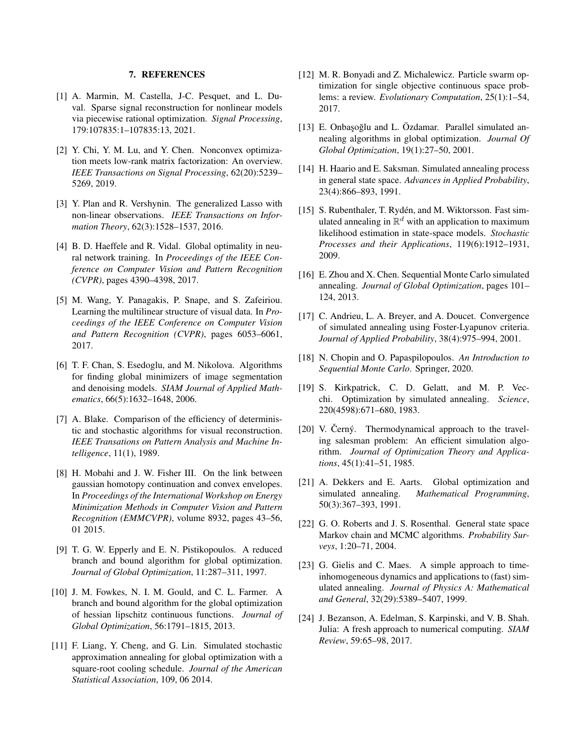## 7. REFERENCES

[1] A. Marmin, M. Castella, J-C. Pesquet, and L. Duval. Sparse signal reconstruction for nonlinear models via piecewise rational optimization. *Signal Processing*, 179:107835:1–107835:13, 2021.

[2] Y. Chi, Y. M. Lu, and Y. Chen. Nonconvex optimization meets low-rank matrix factorization: An overview. *IEEE Transactions on Signal Processing*, 62(20):5239–5269, 2019.

[3] Y. Plan and R. Vershynin. The generalized Lasso with non-linear observations. *IEEE Transactions on Information Theory*, 62(3):1528–1537, 2016.

[4] B. D. Haeffele and R. Vidal. Global optimality in neural network training. In *Proceedings of the IEEE Conference on Computer Vision and Pattern Recognition (CVPR)*, pages 4390–4398, 2017.

[5] M. Wang, Y. Panagakis, P. Snape, and S. Zafeiriou. Learning the multilinear structure of visual data. In *Proceedings of the IEEE Conference on Computer Vision and Pattern Recognition (CVPR)*, pages 6053–6061, 2017.

[6] T. F. Chan, S. Esedoglu, and M. Nikolova. Algorithms for finding global minimizers of image segmentation and denoising models. *SIAM Journal of Applied Mathematics*, 66(5):1632–1648, 2006.

[7] A. Blake. Comparison of the efficiency of deterministic and stochastic algorithms for visual reconstruction. *IEEE Transations on Pattern Analysis and Machine Intelligence*, 11(1), 1989.

[8] H. Mobahi and J. W. Fisher III. On the link between gaussian homotopy continuation and convex envelopes. In *Proceedings of the International Workshop on Energy Minimization Methods in Computer Vision and Pattern Recognition (EMMCVPR)*, volume 8932, pages 43–56, 01 2015.

[9] T. G. W. Epperly and E. N. Pistikopoulos. A reduced branch and bound algorithm for global optimization. *Journal of Global Optimization*, 11:287–311, 1997.

[10] J. M. Fowkes, N. I. M. Gould, and C. L. Farmer. A branch and bound algorithm for the global optimization of hessian lipschitz continuous functions. *Journal of Global Optimization*, 56:1791–1815, 2013.

[11] F. Liang, Y. Cheng, and G. Lin. Simulated stochastic approximation annealing for global optimization with a square-root cooling schedule. *Journal of the American Statistical Association*, 109, 06 2014.

[12] M. R. Bonyadi and Z. Michalewicz. Particle swarm optimization for single objective continuous space problems: a review. *Evolutionary Computation*, 25(1):1–54, 2017.

[13] E. Onbaşoğlu and L. Özdamar. Parallel simulated annealing algorithms in global optimization. *Journal Of Global Optimization*, 19(1):27–50, 2001.

[14] H. Haario and E. Saksman. Simulated annealing process in general state space. *Advances in Applied Probability*, 23(4):866–893, 1991.

[15] S. Rubenthaler, T. Rydén, and M. Wiktorsson. Fast simulated annealing in $\mathbb{R}^d$ with an application to maximum likelihood estimation in state-space models. *Stochastic Processes and their Applications*, 119(6):1912–1931, 2009.

[16] E. Zhou and X. Chen. Sequential Monte Carlo simulated annealing. *Journal of Global Optimization*, pages 101–124, 2013.

[17] C. Andrieu, L. A. Breyer, and A. Doucet. Convergence of simulated annealing using Foster-Lyapunov criteria. *Journal of Applied Probability*, 38(4):975–994, 2001.

[18] N. Chopin and O. Papaspilopoulos. *An Introduction to Sequential Monte Carlo*. Springer, 2020.

[19] S. Kirkpatrick, C. D. Gelatt, and M. P. Vecchi. Optimization by simulated annealing. *Science*, 220(4598):671–680, 1983.

[20] V. Černý. Thermodynamical approach to the traveling salesman problem: An efficient simulation algorithm. *Journal of Optimization Theory and Applications*, 45(1):41–51, 1985.

[21] A. Dekkers and E. Aarts. Global optimization and simulated annealing. *Mathematical Programming*, 50(3):367–393, 1991.

[22] G. O. Roberts and J. S. Rosenthal. General state space Markov chain and MCMC algorithms. *Probability Surveys*, 1:20–71, 2004.

[23] G. Gielis and C. Maes. A simple approach to time-inhomogeneous dynamics and applications to (fast) simulated annealing. *Journal of Physics A: Mathematical and General*, 32(29):5389–5407, 1999.

[24] J. Bezanson, A. Edelman, S. Karpinski, and V. B. Shah. Julia: A fresh approach to numerical computing. *SIAM Review*, 59:65–98, 2017.